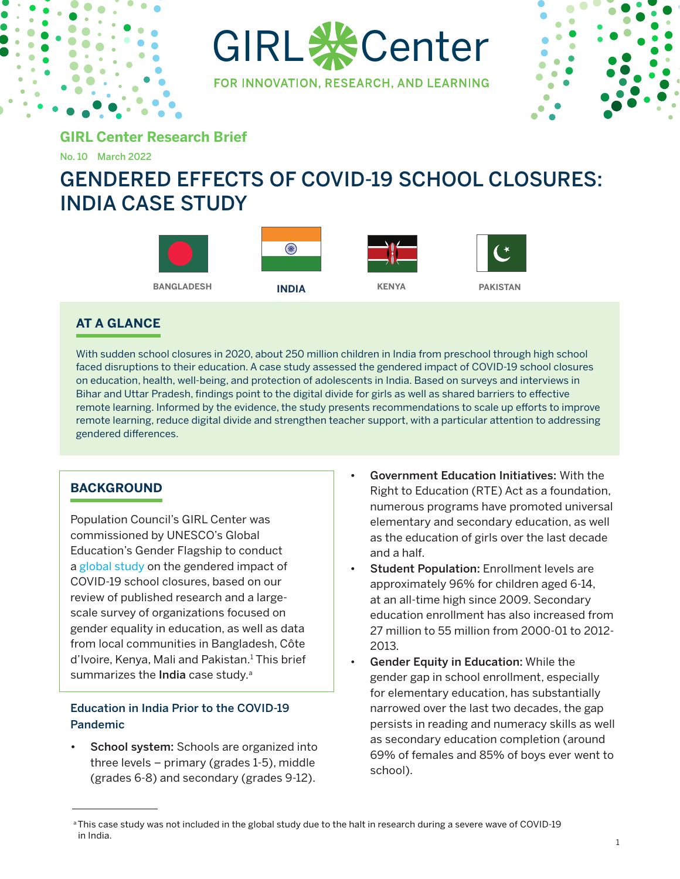GIRL Center

FOR INNOVATION, RESEARCH, AND LEARNING

**GIRL Center Research Brief**

No. 10 March 2022

# GENDERED EFFECTS OF COVID-19 SCHOOL CLOSURES: INDIA CASE STUDY

BANGLADESH **INDIA** KENYA PAKISTAN

## AT A GLANCE

With sudden school closures in 2020, about 250 million children in India from preschool through high school faced disruptions to their education. A case study assessed the gendered impact of COVID-19 school closures on education, health, well-being, and protection of adolescents in India. Based on surveys and interviews in Bihar and Uttar Pradesh, findings point to the digital divide for girls as well as shared barriers to effective remote learning. Informed by the evidence, the study presents recommendations to scale up efforts to improve remote learning, reduce digital divide and strengthen teacher support, with a particular attention to addressing gendered differences.

## BACKGROUND

Population Council's GIRL Center was commissioned by UNESCO's Global Education's Gender Flagship to conduct a global study on the gendered impact of COVID-19 school closures, based on our review of published research and a large-scale survey of organizations focused on gender equality in education, as well as data from local communities in Bangladesh, Côte d'Ivoire, Kenya, Mali and Pakistan.[1] This brief summarizes the **India** case study.[a]

### Education in India Prior to the COVID-19 Pandemic

- **School system:** Schools are organized into three levels – primary (grades 1-5), middle (grades 6-8) and secondary (grades 9-12).
- **Government Education Initiatives:** With the Right to Education (RTE) Act as a foundation, numerous programs have promoted universal elementary and secondary education, as well as the education of girls over the last decade and a half.
- **Student Population:** Enrollment levels are approximately 96% for children aged 6-14, at an all-time high since 2009. Secondary education enrollment has also increased from 27 million to 55 million from 2000-01 to 2012-2013.
- **Gender Equity in Education:** While the gender gap in school enrollment, especially for elementary education, has substantially narrowed over the last two decades, the gap persists in reading and numeracy skills as well as secondary education completion (around 69% of females and 85% of boys ever went to school).

[a] This case study was not included in the global study due to the halt in research during a severe wave of COVID-19 in India.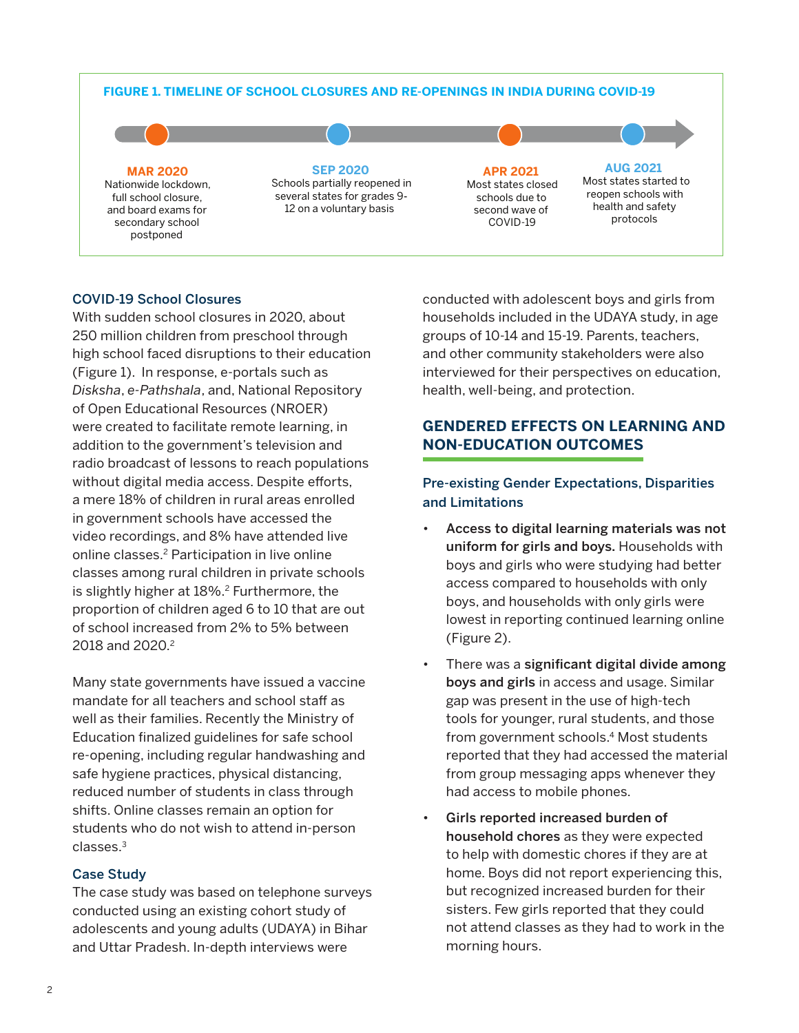**FIGURE 1. TIMELINE OF SCHOOL CLOSURES AND RE-OPENINGS IN INDIA DURING COVID-19**

**MAR 2020**
Nationwide lockdown, full school closure, and board exams for secondary school postponed

**SEP 2020**
Schools partially reopened in several states for grades 9-12 on a voluntary basis

**APR 2021**
Most states closed schools due to second wave of COVID-19

**AUG 2021**
Most states started to reopen schools with health and safety protocols

### COVID-19 School Closures

With sudden school closures in 2020, about 250 million children from preschool through high school faced disruptions to their education (Figure 1). In response, e-portals such as *Disksha*, *e-Pathshala*, and, National Repository of Open Educational Resources (NROER) were created to facilitate remote learning, in addition to the government's television and radio broadcast of lessons to reach populations without digital media access. Despite efforts, a mere 18% of children in rural areas enrolled in government schools have accessed the video recordings, and 8% have attended live online classes.[2] Participation in live online classes among rural children in private schools is slightly higher at 18%.[2] Furthermore, the proportion of children aged 6 to 10 that are out of school increased from 2% to 5% between 2018 and 2020.[2]

Many state governments have issued a vaccine mandate for all teachers and school staff as well as their families. Recently the Ministry of Education finalized guidelines for safe school re-opening, including regular handwashing and safe hygiene practices, physical distancing, reduced number of students in class through shifts. Online classes remain an option for students who do not wish to attend in-person classes.[3]

### Case Study

The case study was based on telephone surveys conducted using an existing cohort study of adolescents and young adults (UDAYA) in Bihar and Uttar Pradesh. In-depth interviews were conducted with adolescent boys and girls from households included in the UDAYA study, in age groups of 10-14 and 15-19. Parents, teachers, and other community stakeholders were also interviewed for their perspectives on education, health, well-being, and protection.

## GENDERED EFFECTS ON LEARNING AND NON-EDUCATION OUTCOMES

### Pre-existing Gender Expectations, Disparities and Limitations

- **Access to digital learning materials was not uniform for girls and boys.** Households with boys and girls who were studying had better access compared to households with only boys, and households with only girls were lowest in reporting continued learning online (Figure 2).
- There was a **significant digital divide among boys and girls** in access and usage. Similar gap was present in the use of high-tech tools for younger, rural students, and those from government schools.[4] Most students reported that they had accessed the material from group messaging apps whenever they had access to mobile phones.
- **Girls reported increased burden of household chores** as they were expected to help with domestic chores if they are at home. Boys did not report experiencing this, but recognized increased burden for their sisters. Few girls reported that they could not attend classes as they had to work in the morning hours.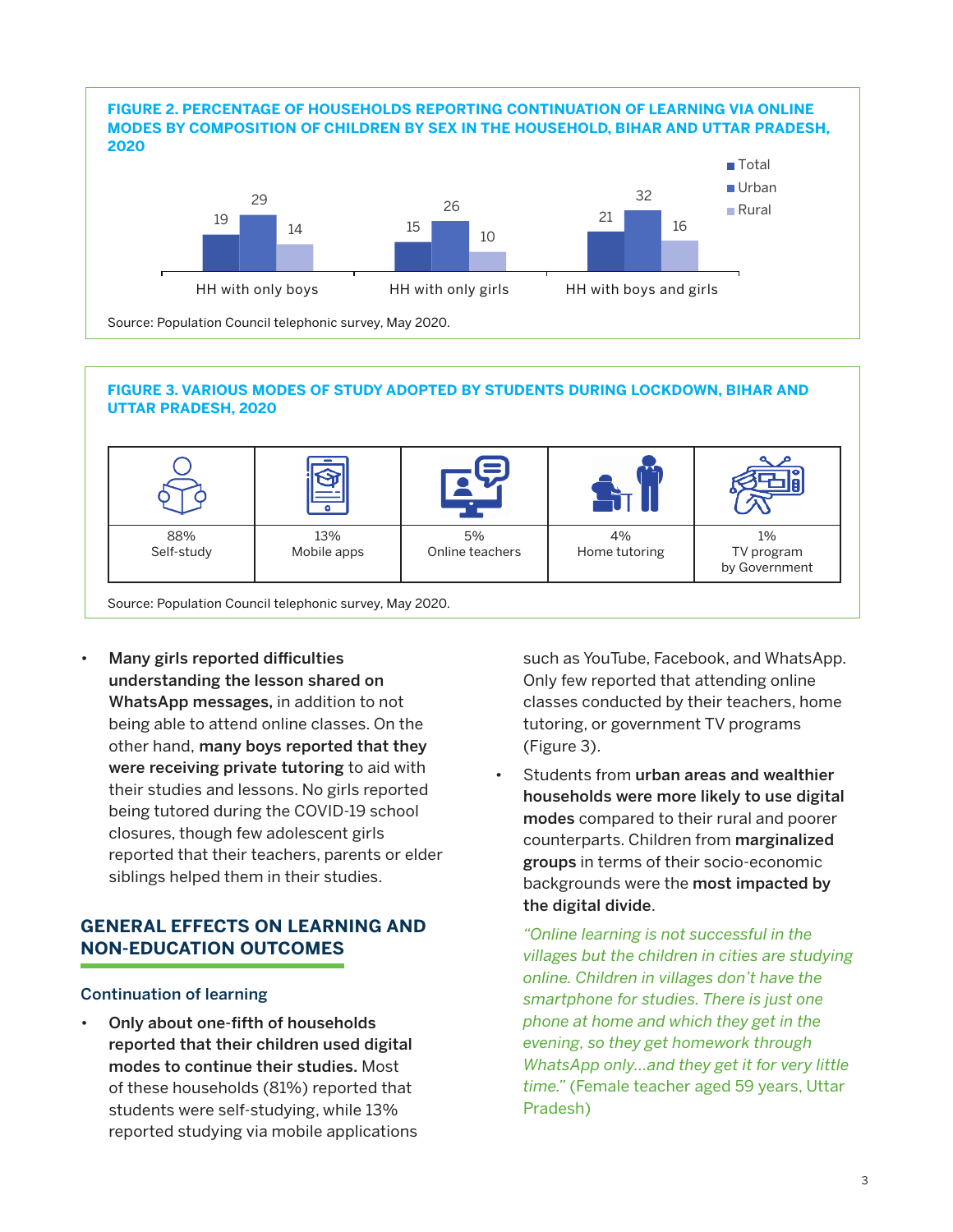**FIGURE 2. PERCENTAGE OF HOUSEHOLDS REPORTING CONTINUATION OF LEARNING VIA ONLINE MODES BY COMPOSITION OF CHILDREN BY SEX IN THE HOUSEHOLD, BIHAR AND UTTAR PRADESH, 2020**

| | Total | Urban | Rural |
|---|---|---|---|
| HH with only boys | 19 | 29 | 14 |
| HH with only girls | 15 | 26 | 10 |
| HH with boys and girls | 21 | 32 | 16 |

Source: Population Council telephonic survey, May 2020.

**FIGURE 3. VARIOUS MODES OF STUDY ADOPTED BY STUDENTS DURING LOCKDOWN, BIHAR AND UTTAR PRADESH, 2020**

| 88% Self-study | 13% Mobile apps | 5% Online teachers | 4% Home tutoring | 1% TV program by Government |
|---|---|---|---|---|

Source: Population Council telephonic survey, May 2020.

- **Many girls reported difficulties understanding the lesson shared on WhatsApp messages,** in addition to not being able to attend online classes. On the other hand, **many boys reported that they were receiving private tutoring** to aid with their studies and lessons. No girls reported being tutored during the COVID-19 school closures, though few adolescent girls reported that their teachers, parents or elder siblings helped them in their studies.

## GENERAL EFFECTS ON LEARNING AND NON-EDUCATION OUTCOMES

### Continuation of learning

- **Only about one-fifth of households reported that their children used digital modes to continue their studies.** Most of these households (81%) reported that students were self-studying, while 13% reported studying via mobile applications such as YouTube, Facebook, and WhatsApp. Only few reported that attending online classes conducted by their teachers, home tutoring, or government TV programs (Figure 3).
- Students from **urban areas and wealthier households were more likely to use digital modes** compared to their rural and poorer counterparts. Children from **marginalized groups** in terms of their socio-economic backgrounds were the **most impacted by the digital divide**.

*"Online learning is not successful in the villages but the children in cities are studying online. Children in villages don't have the smartphone for studies. There is just one phone at home and which they get in the evening, so they get homework through WhatsApp only...and they get it for very little time."* (Female teacher aged 59 years, Uttar Pradesh)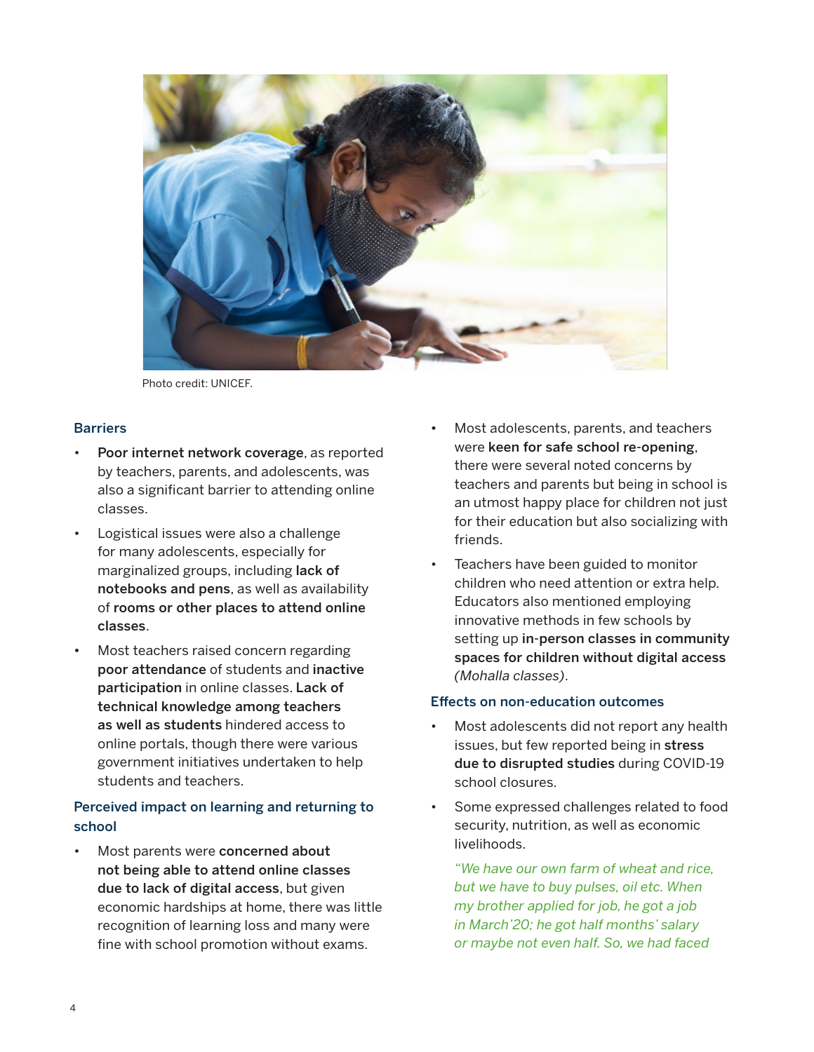Photo credit: UNICEF.

### Barriers

- **Poor internet network coverage**, as reported by teachers, parents, and adolescents, was also a significant barrier to attending online classes.
- Logistical issues were also a challenge for many adolescents, especially for marginalized groups, including **lack of notebooks and pens**, as well as availability of **rooms or other places to attend online classes**.
- Most teachers raised concern regarding **poor attendance** of students and **inactive participation** in online classes. **Lack of technical knowledge among teachers as well as students** hindered access to online portals, though there were various government initiatives undertaken to help students and teachers.

### Perceived impact on learning and returning to school

- Most parents were **concerned about not being able to attend online classes due to lack of digital access**, but given economic hardships at home, there was little recognition of learning loss and many were fine with school promotion without exams.
- Most adolescents, parents, and teachers were **keen for safe school re-opening**, there were several noted concerns by teachers and parents but being in school is an utmost happy place for children not just for their education but also socializing with friends.
- Teachers have been guided to monitor children who need attention or extra help. Educators also mentioned employing innovative methods in few schools by setting up **in-person classes in community spaces for children without digital access** *(Mohalla classes)*.

### Effects on non-education outcomes

- Most adolescents did not report any health issues, but few reported being in **stress due to disrupted studies** during COVID-19 school closures.
- Some expressed challenges related to food security, nutrition, as well as economic livelihoods.

  *"We have our own farm of wheat and rice, but we have to buy pulses, oil etc. When my brother applied for job, he got a job in March'20; he got half months' salary or maybe not even half. So, we had faced*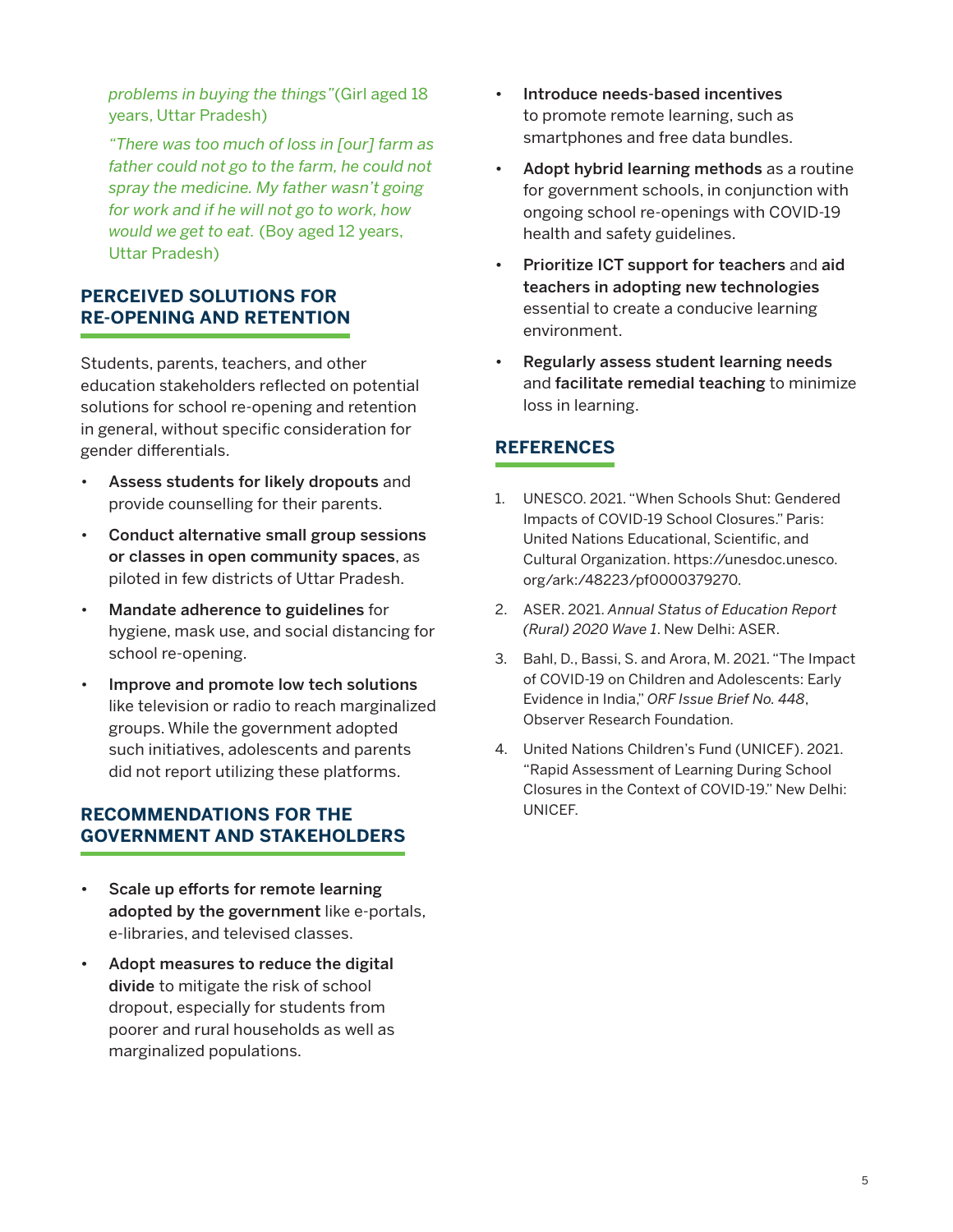*problems in buying the things"*(Girl aged 18 years, Uttar Pradesh)

*"There was too much of loss in [our] farm as father could not go to the farm, he could not spray the medicine. My father wasn't going for work and if he will not go to work, how would we get to eat.* (Boy aged 12 years, Uttar Pradesh)

## PERCEIVED SOLUTIONS FOR RE-OPENING AND RETENTION

Students, parents, teachers, and other education stakeholders reflected on potential solutions for school re-opening and retention in general, without specific consideration for gender differentials.

- **Assess students for likely dropouts** and provide counselling for their parents.
- **Conduct alternative small group sessions or classes in open community spaces**, as piloted in few districts of Uttar Pradesh.
- **Mandate adherence to guidelines** for hygiene, mask use, and social distancing for school re-opening.
- **Improve and promote low tech solutions** like television or radio to reach marginalized groups. While the government adopted such initiatives, adolescents and parents did not report utilizing these platforms.

## RECOMMENDATIONS FOR THE GOVERNMENT AND STAKEHOLDERS

- **Scale up efforts for remote learning adopted by the government** like e-portals, e-libraries, and televised classes.
- **Adopt measures to reduce the digital divide** to mitigate the risk of school dropout, especially for students from poorer and rural households as well as marginalized populations.
- **Introduce needs-based incentives** to promote remote learning, such as smartphones and free data bundles.
- **Adopt hybrid learning methods** as a routine for government schools, in conjunction with ongoing school re-openings with COVID-19 health and safety guidelines.
- **Prioritize ICT support for teachers** and **aid teachers in adopting new technologies** essential to create a conducive learning environment.
- **Regularly assess student learning needs** and **facilitate remedial teaching** to minimize loss in learning.

## REFERENCES

1. UNESCO. 2021. "When Schools Shut: Gendered Impacts of COVID-19 School Closures." Paris: United Nations Educational, Scientific, and Cultural Organization. https://unesdoc.unesco.org/ark:/48223/pf0000379270.
2. ASER. 2021. *Annual Status of Education Report (Rural) 2020 Wave 1*. New Delhi: ASER.
3. Bahl, D., Bassi, S. and Arora, M. 2021. "The Impact of COVID-19 on Children and Adolescents: Early Evidence in India," *ORF Issue Brief No. 448*, Observer Research Foundation.
4. United Nations Children's Fund (UNICEF). 2021. "Rapid Assessment of Learning During School Closures in the Context of COVID-19." New Delhi: UNICEF.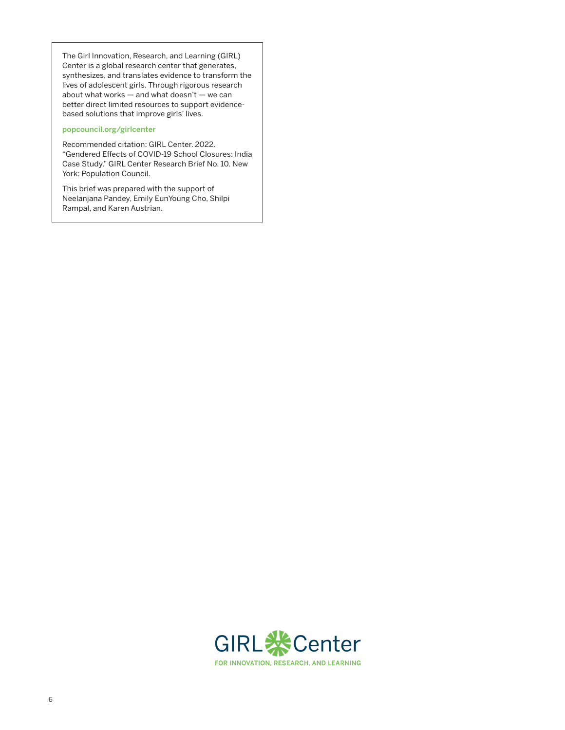The Girl Innovation, Research, and Learning (GIRL) Center is a global research center that generates, synthesizes, and translates evidence to transform the lives of adolescent girls. Through rigorous research about what works — and what doesn't — we can better direct limited resources to support evidence-based solutions that improve girls' lives.

popcouncil.org/girlcenter

Recommended citation: GIRL Center. 2022. "Gendered Effects of COVID-19 School Closures: India Case Study." GIRL Center Research Brief No. 10. New York: Population Council.

This brief was prepared with the support of Neelanjana Pandey, Emily EunYoung Cho, Shilpi Rampal, and Karen Austrian.

GIRL Center

FOR INNOVATION, RESEARCH, AND LEARNING